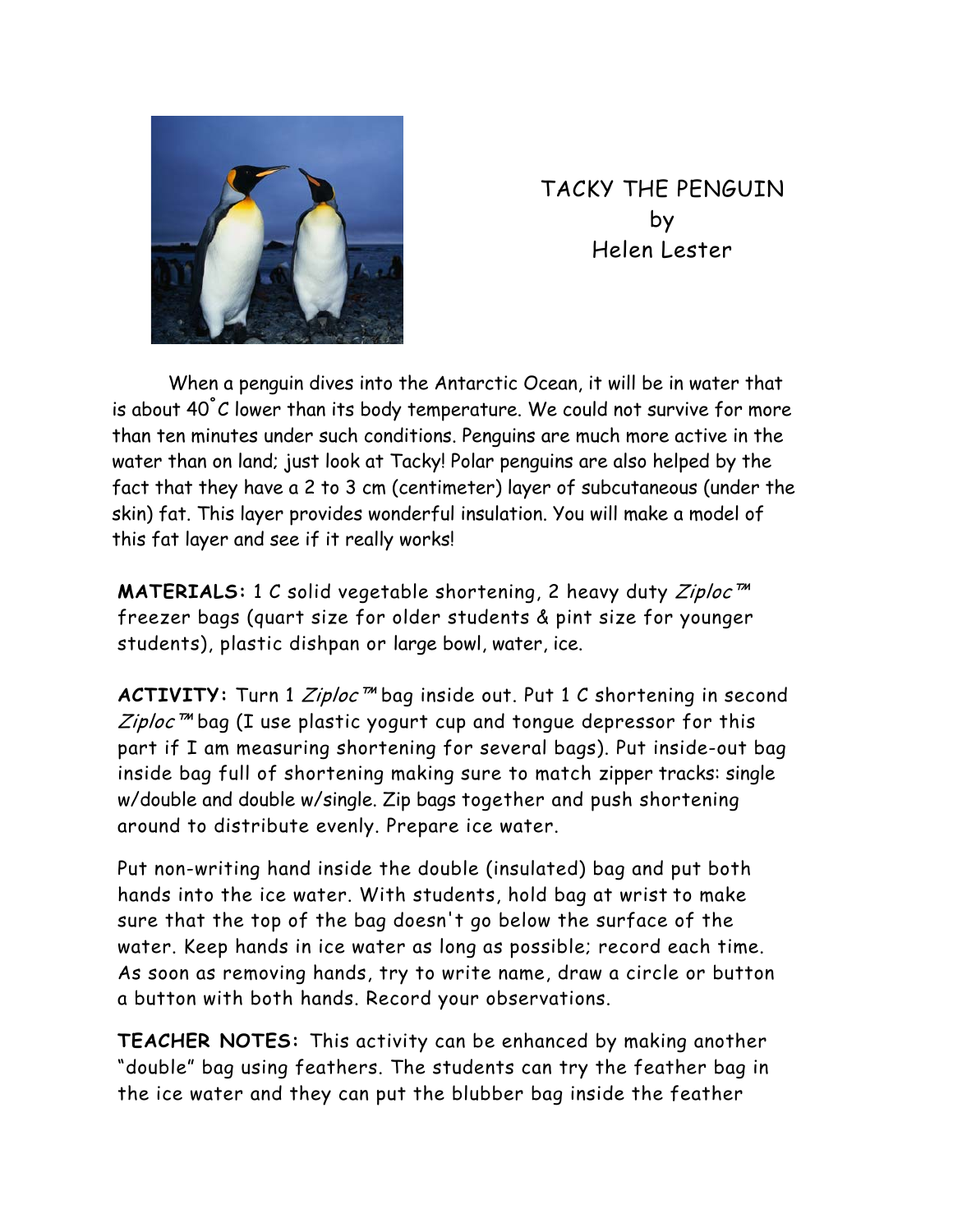# TACKY THE PENGUIN
by
Helen Lester

When a penguin dives into the Antarctic Ocean, it will be in water that is about 40˚C lower than its body temperature. We could not survive for more than ten minutes under such conditions. Penguins are much more active in the water than on land; just look at Tacky! Polar penguins are also helped by the fact that they have a 2 to 3 cm (centimeter) layer of subcutaneous (under the skin) fat. This layer provides wonderful insulation. You will make a model of this fat layer and see if it really works!

**MATERIALS:** 1 C solid vegetable shortening, 2 heavy duty *Ziploc™* freezer bags (quart size for older students & pint size for younger students), plastic dishpan or large bowl, water, ice.

**ACTIVITY:** Turn 1 *Ziploc™* bag inside out. Put 1 C shortening in second *Ziploc™* bag (I use plastic yogurt cup and tongue depressor for this part if I am measuring shortening for several bags). Put inside-out bag inside bag full of shortening making sure to match zipper tracks: single w/double and double w/single. Zip bags together and push shortening around to distribute evenly. Prepare ice water.

Put non-writing hand inside the double (insulated) bag and put both hands into the ice water. With students, hold bag at wrist to make sure that the top of the bag doesn't go below the surface of the water. Keep hands in ice water as long as possible; record each time. As soon as removing hands, try to write name, draw a circle or button a button with both hands. Record your observations.

**TEACHER NOTES:** This activity can be enhanced by making another "double" bag using feathers. The students can try the feather bag in the ice water and they can put the blubber bag inside the feather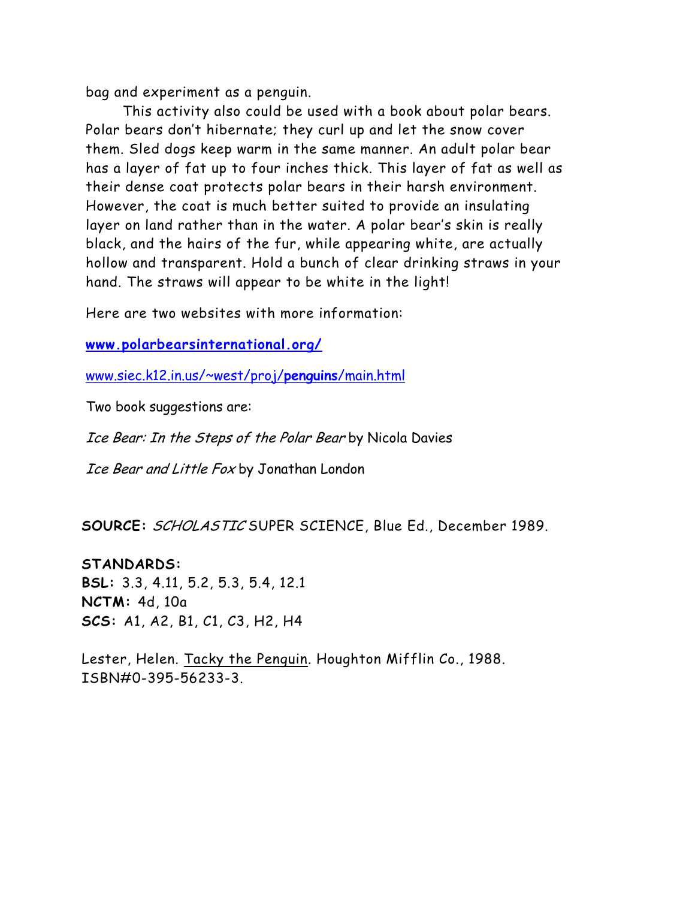bag and experiment as a penguin.

This activity also could be used with a book about polar bears. Polar bears don't hibernate; they curl up and let the snow cover them. Sled dogs keep warm in the same manner. An adult polar bear has a layer of fat up to four inches thick. This layer of fat as well as their dense coat protects polar bears in their harsh environment. However, the coat is much better suited to provide an insulating layer on land rather than in the water. A polar bear's skin is really black, and the hairs of the fur, while appearing white, are actually hollow and transparent. Hold a bunch of clear drinking straws in your hand. The straws will appear to be white in the light!

Here are two websites with more information:

**www.polarbearsinternational.org/**

www.siec.k12.in.us/~west/proj/**penguins**/main.html

Two book suggestions are:

*Ice Bear: In the Steps of the Polar Bear* by Nicola Davies

*Ice Bear and Little Fox* by Jonathan London

**SOURCE:** *SCHOLASTIC* SUPER SCIENCE, Blue Ed., December 1989.

**STANDARDS:**
**BSL:** 3.3, 4.11, 5.2, 5.3, 5.4, 12.1
**NCTM:** 4d, 10a
**SCS:** A1, A2, B1, C1, C3, H2, H4

Lester, Helen. Tacky the Penguin. Houghton Mifflin Co., 1988. ISBN#0-395-56233-3.